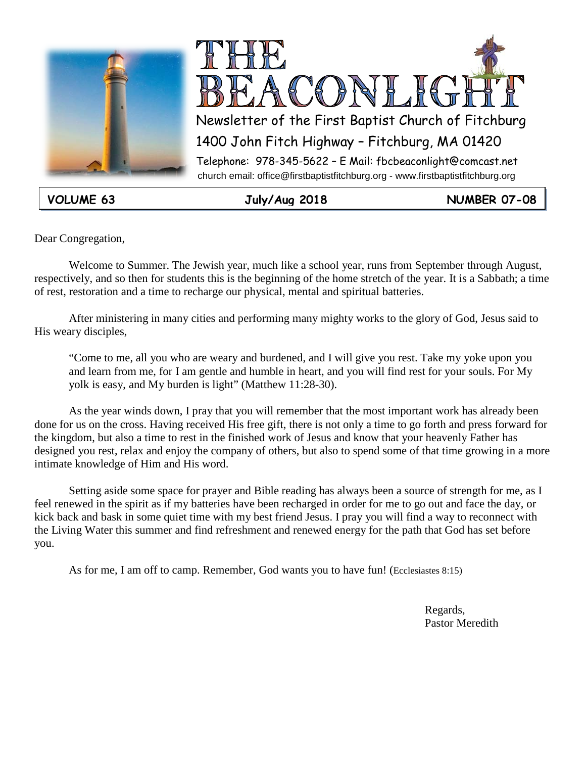# THE BEACONLIGHT

Newsletter of the First Baptist Church of Fitchburg

1400 John Fitch Highway – Fitchburg, MA 01420

Telephone: 978-345-5622 – E Mail: fbcbeaconlight@comcast.net

church email: office@firstbaptistfitchburg.org - www.firstbaptistfitchburg.org

| VOLUME 63 | July/Aug 2018 | NUMBER 07-08 |
|---|---|---|

Dear Congregation,

Welcome to Summer. The Jewish year, much like a school year, runs from September through August, respectively, and so then for students this is the beginning of the home stretch of the year. It is a Sabbath; a time of rest, restoration and a time to recharge our physical, mental and spiritual batteries.

After ministering in many cities and performing many mighty works to the glory of God, Jesus said to His weary disciples,

> "Come to me, all you who are weary and burdened, and I will give you rest. Take my yoke upon you and learn from me, for I am gentle and humble in heart, and you will find rest for your souls. For My yolk is easy, and My burden is light" (Matthew 11:28-30).

As the year winds down, I pray that you will remember that the most important work has already been done for us on the cross. Having received His free gift, there is not only a time to go forth and press forward for the kingdom, but also a time to rest in the finished work of Jesus and know that your heavenly Father has designed you rest, relax and enjoy the company of others, but also to spend some of that time growing in a more intimate knowledge of Him and His word.

Setting aside some space for prayer and Bible reading has always been a source of strength for me, as I feel renewed in the spirit as if my batteries have been recharged in order for me to go out and face the day, or kick back and bask in some quiet time with my best friend Jesus. I pray you will find a way to reconnect with the Living Water this summer and find refreshment and renewed energy for the path that God has set before you.

As for me, I am off to camp. Remember, God wants you to have fun! (Ecclesiastes 8:15)

Regards,
Pastor Meredith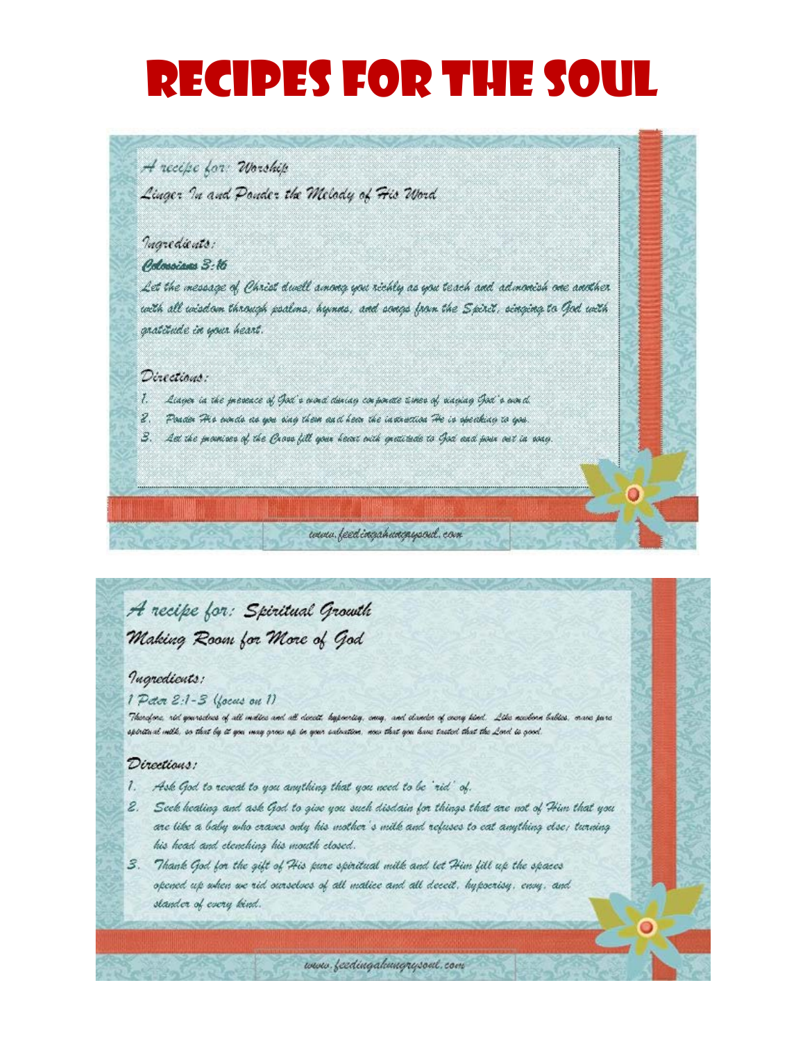# Recipes for the Soul

A recipe for: Worship

Linger In and Ponder the Melody of His Word

Ingredients:

**Colossians 3:16**

Let the message of Christ dwell among you richly as you teach and admonish one another with all wisdom through psalms, hymns, and songs from the Spirit, singing to God with gratitude in your heart.

Directions:

1. Linger in the presence of God's word during corporate times of singing God's word.
2. Ponder His words as you sing them and hear the instruction He is speaking to you.
3. Let the promises of the Cross fill your heart with gratitude to God and pour out in song.

www.feedingahungrysoul.com

A recipe for: Spiritual Growth

Making Room for More of God

Ingredients:

1 Peter 2:1-3 (focus on 1)

Therefore, rid yourselves of all malice and all deceit, hypocrisy, envy, and slander of every kind. Like newborn babies, crave pure spiritual milk, so that by it you may grow up in your salvation, now that you have tasted that the Lord is good.

Directions:

1. Ask God to reveal to you anything that you need to be 'rid' of.
2. Seek healing and ask God to give you such disdain for things that are not of Him that you are like a baby who craves only his mother's milk and refuses to eat anything else; turning his head and clenching his mouth closed.
3. Thank God for the gift of His pure spiritual milk and let Him fill up the spaces opened up when we rid ourselves of all malice and all deceit, hypocrisy, envy, and slander of every kind.

www.feedingahungrysoul.com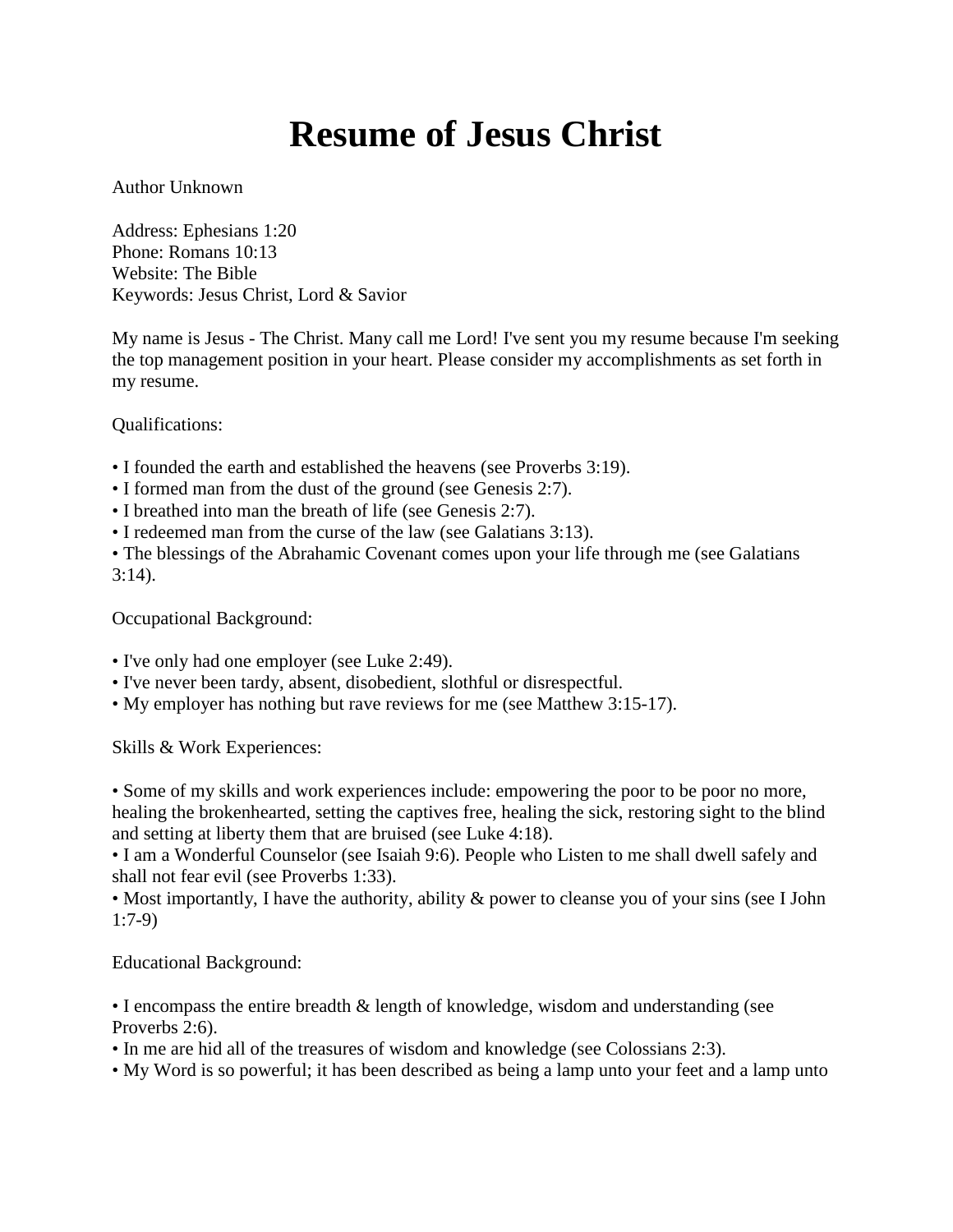# Resume of Jesus Christ

Author Unknown

Address: Ephesians 1:20
Phone: Romans 10:13
Website: The Bible
Keywords: Jesus Christ, Lord & Savior

My name is Jesus - The Christ. Many call me Lord! I've sent you my resume because I'm seeking the top management position in your heart. Please consider my accomplishments as set forth in my resume.

Qualifications:

- I founded the earth and established the heavens (see Proverbs 3:19).
- I formed man from the dust of the ground (see Genesis 2:7).
- I breathed into man the breath of life (see Genesis 2:7).
- I redeemed man from the curse of the law (see Galatians 3:13).
- The blessings of the Abrahamic Covenant comes upon your life through me (see Galatians 3:14).

Occupational Background:

- I've only had one employer (see Luke 2:49).
- I've never been tardy, absent, disobedient, slothful or disrespectful.
- My employer has nothing but rave reviews for me (see Matthew 3:15-17).

Skills & Work Experiences:

- Some of my skills and work experiences include: empowering the poor to be poor no more, healing the brokenhearted, setting the captives free, healing the sick, restoring sight to the blind and setting at liberty them that are bruised (see Luke 4:18).
- I am a Wonderful Counselor (see Isaiah 9:6). People who Listen to me shall dwell safely and shall not fear evil (see Proverbs 1:33).
- Most importantly, I have the authority, ability & power to cleanse you of your sins (see I John 1:7-9)

Educational Background:

- I encompass the entire breadth & length of knowledge, wisdom and understanding (see Proverbs 2:6).
- In me are hid all of the treasures of wisdom and knowledge (see Colossians 2:3).
- My Word is so powerful; it has been described as being a lamp unto your feet and a lamp unto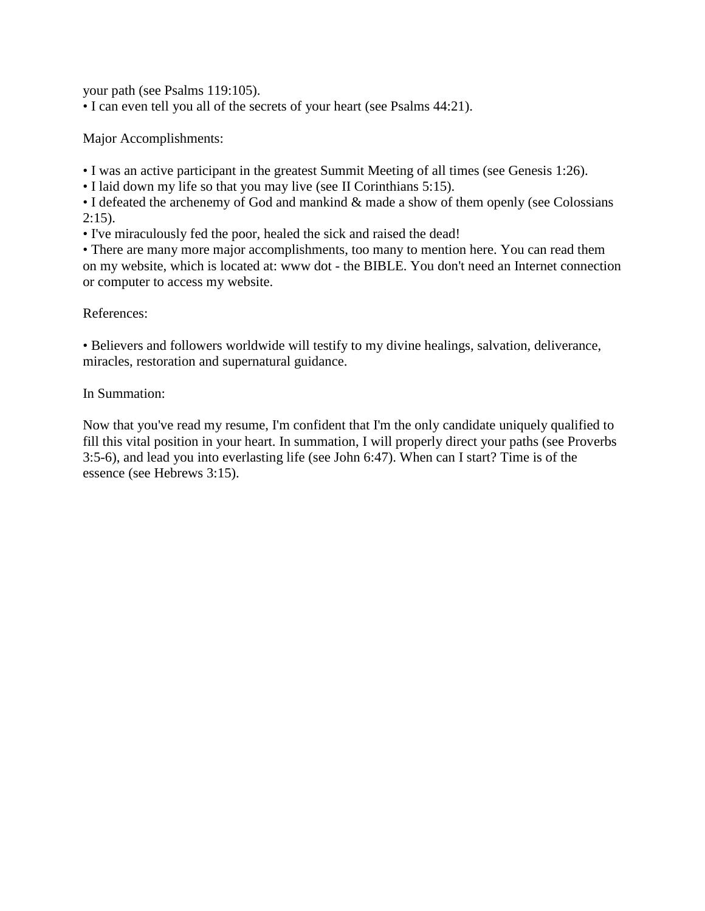your path (see Psalms 119:105).
• I can even tell you all of the secrets of your heart (see Psalms 44:21).

Major Accomplishments:

• I was an active participant in the greatest Summit Meeting of all times (see Genesis 1:26).
• I laid down my life so that you may live (see II Corinthians 5:15).
• I defeated the archenemy of God and mankind & made a show of them openly (see Colossians 2:15).
• I've miraculously fed the poor, healed the sick and raised the dead!
• There are many more major accomplishments, too many to mention here. You can read them on my website, which is located at: www dot - the BIBLE. You don't need an Internet connection or computer to access my website.

References:

• Believers and followers worldwide will testify to my divine healings, salvation, deliverance, miracles, restoration and supernatural guidance.

In Summation:

Now that you've read my resume, I'm confident that I'm the only candidate uniquely qualified to fill this vital position in your heart. In summation, I will properly direct your paths (see Proverbs 3:5-6), and lead you into everlasting life (see John 6:47). When can I start? Time is of the essence (see Hebrews 3:15).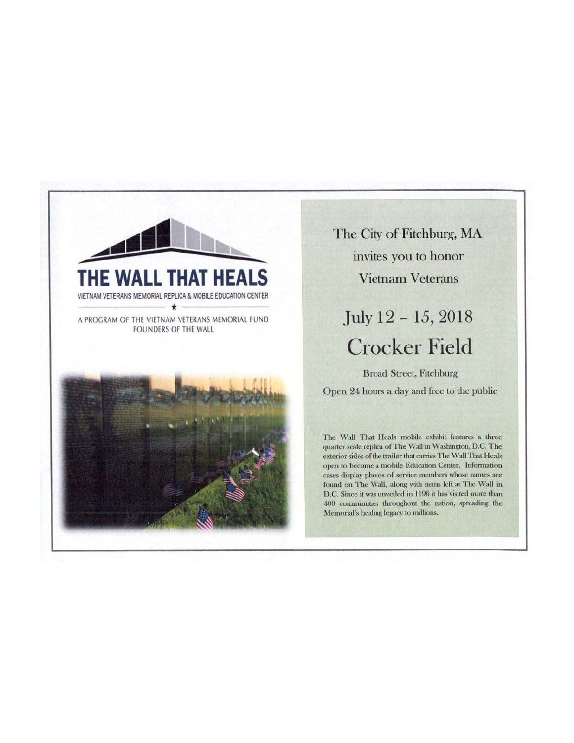# THE WALL THAT HEALS

VIETNAM VETERANS MEMORIAL REPLICA & MOBILE EDUCATION CENTER

A PROGRAM OF THE VIETNAM VETERANS MEMORIAL FUND
FOUNDERS OF THE WALL

The City of Fitchburg, MA
invites you to honor
Vietnam Veterans

## July 12 – 15, 2018

## Crocker Field

Broad Street, Fitchburg

Open 24 hours a day and free to the public

The Wall That Heals mobile exhibit features a three quarter scale replica of The Wall in Washington, D.C. The exterior sides of the trailer that carries The Wall That Heals open to become a mobile Education Center. Information cases display photos of service members whose names are found on The Wall, along with items left at The Wall in D.C. Since it was unveiled in 1196 it has visited more than 400 communities throughout the nation, spreading the Memorial's healing legacy to millions.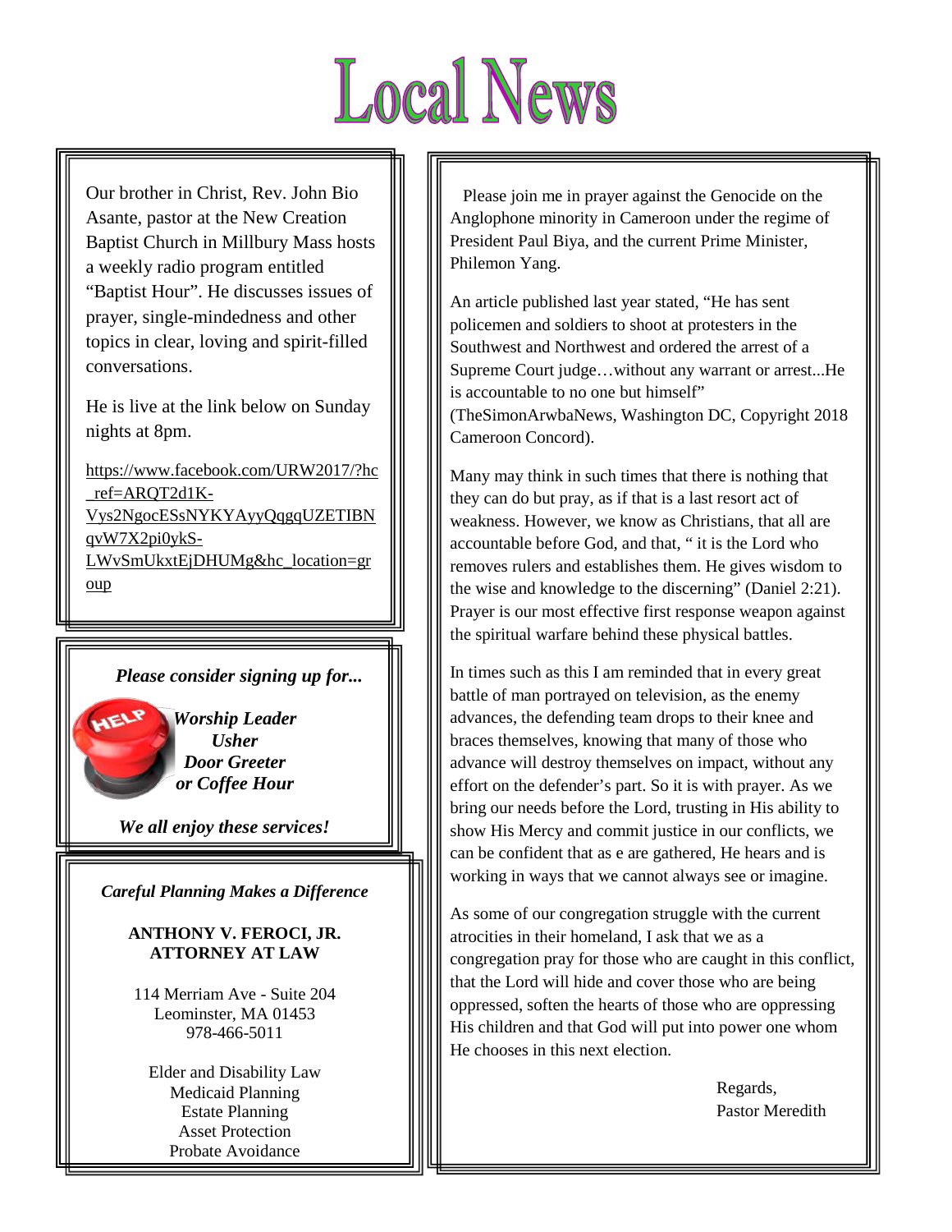# Local News

Our brother in Christ, Rev. John Bio Asante, pastor at the New Creation Baptist Church in Millbury Mass hosts a weekly radio program entitled "Baptist Hour". He discusses issues of prayer, single-mindedness and other topics in clear, loving and spirit-filled conversations.

He is live at the link below on Sunday nights at 8pm.

https://www.facebook.com/URW2017/?hc_ref=ARQT2d1K-Vys2NgocESsNYKYAyyQqgqUZETIBNqvW7X2pi0ykS-LWvSmUkxtEjDHUMg&hc_location=group

***Please consider signing up for...***

***Worship Leader***
***Usher***
***Door Greeter***
***or Coffee Hour***

***We all enjoy these services!***

***Careful Planning Makes a Difference***

**ANTHONY V. FEROCI, JR.**
**ATTORNEY AT LAW**

114 Merriam Ave - Suite 204
Leominster, MA 01453
978-466-5011

Elder and Disability Law
Medicaid Planning
Estate Planning
Asset Protection
Probate Avoidance

Please join me in prayer against the Genocide on the Anglophone minority in Cameroon under the regime of President Paul Biya, and the current Prime Minister, Philemon Yang.

An article published last year stated, "He has sent policemen and soldiers to shoot at protesters in the Southwest and Northwest and ordered the arrest of a Supreme Court judge…without any warrant or arrest...He is accountable to no one but himself" (TheSimonArwbaNews, Washington DC, Copyright 2018 Cameroon Concord).

Many may think in such times that there is nothing that they can do but pray, as if that is a last resort act of weakness. However, we know as Christians, that all are accountable before God, and that, " it is the Lord who removes rulers and establishes them. He gives wisdom to the wise and knowledge to the discerning" (Daniel 2:21). Prayer is our most effective first response weapon against the spiritual warfare behind these physical battles.

In times such as this I am reminded that in every great battle of man portrayed on television, as the enemy advances, the defending team drops to their knee and braces themselves, knowing that many of those who advance will destroy themselves on impact, without any effort on the defender's part. So it is with prayer. As we bring our needs before the Lord, trusting in His ability to show His Mercy and commit justice in our conflicts, we can be confident that as e are gathered, He hears and is working in ways that we cannot always see or imagine.

As some of our congregation struggle with the current atrocities in their homeland, I ask that we as a congregation pray for those who are caught in this conflict, that the Lord will hide and cover those who are being oppressed, soften the hearts of those who are oppressing His children and that God will put into power one whom He chooses in this next election.

Regards,
Pastor Meredith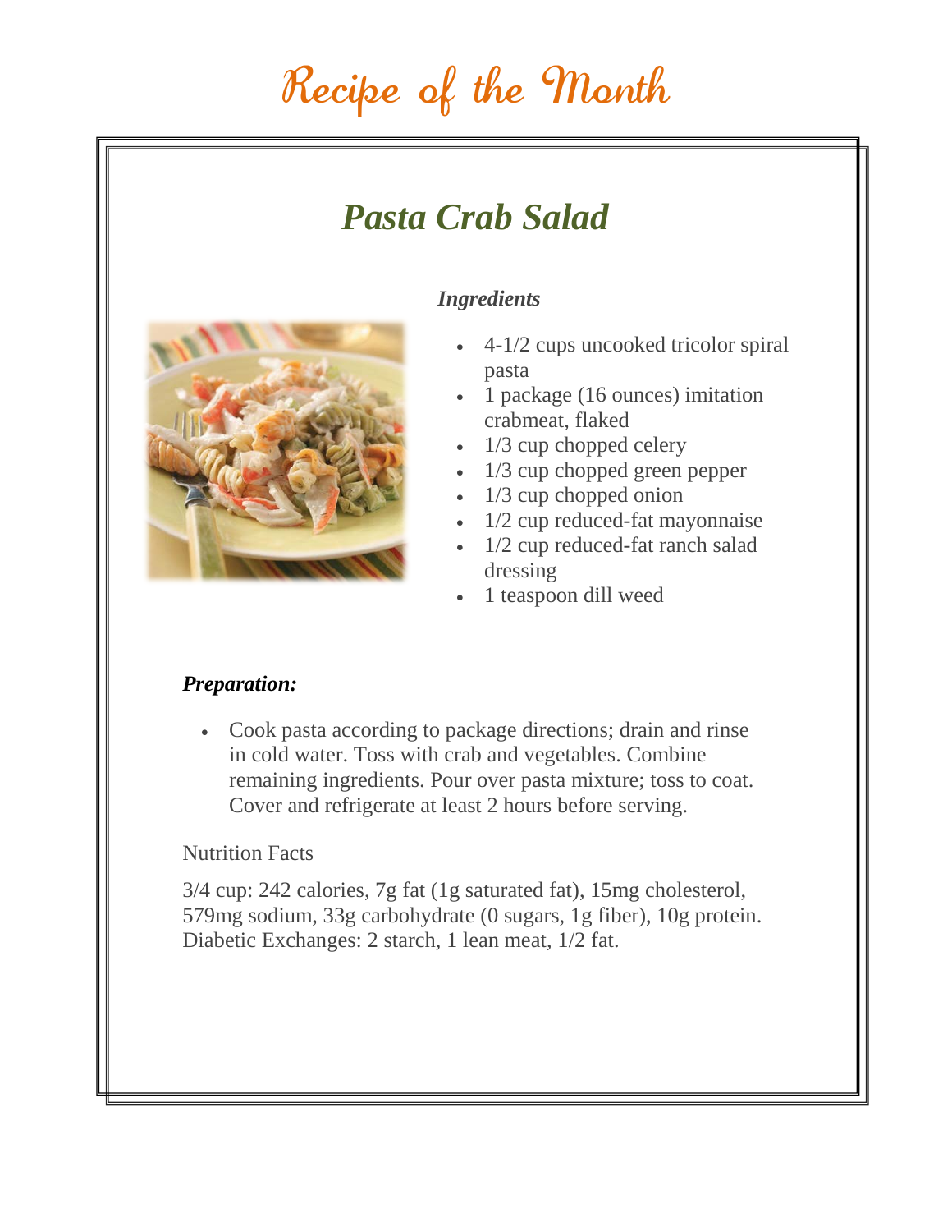# Recipe of the Month

## *Pasta Crab Salad*

***Ingredients***

- 4-1/2 cups uncooked tricolor spiral pasta
- 1 package (16 ounces) imitation crabmeat, flaked
- 1/3 cup chopped celery
- 1/3 cup chopped green pepper
- 1/3 cup chopped onion
- 1/2 cup reduced-fat mayonnaise
- 1/2 cup reduced-fat ranch salad dressing
- 1 teaspoon dill weed

***Preparation:***

- Cook pasta according to package directions; drain and rinse in cold water. Toss with crab and vegetables. Combine remaining ingredients. Pour over pasta mixture; toss to coat. Cover and refrigerate at least 2 hours before serving.

Nutrition Facts

3/4 cup: 242 calories, 7g fat (1g saturated fat), 15mg cholesterol, 579mg sodium, 33g carbohydrate (0 sugars, 1g fiber), 10g protein. Diabetic Exchanges: 2 starch, 1 lean meat, 1/2 fat.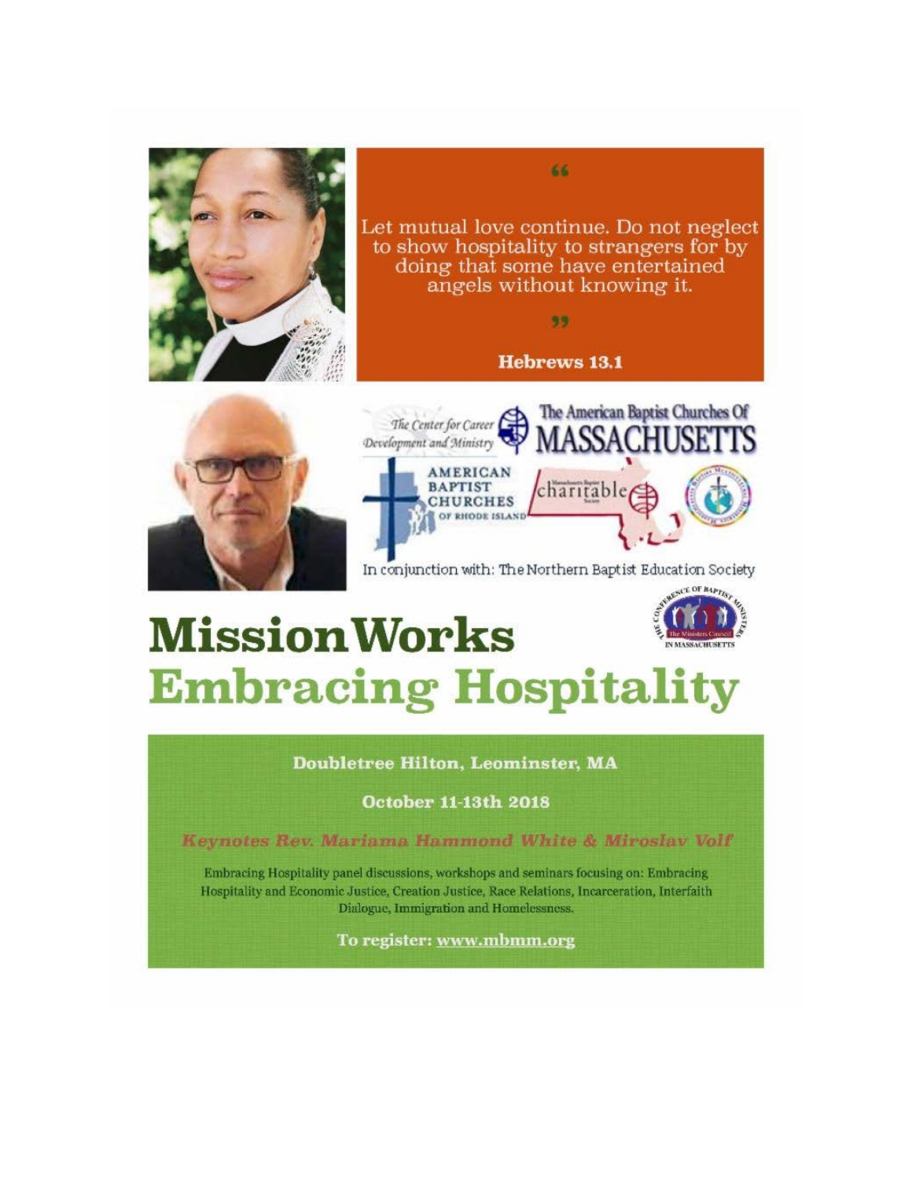"Let mutual love continue. Do not neglect to show hospitality to strangers for by doing that some have entertained angels without knowing it."

**Hebrews 13.1**

The Center for Career Development and Ministry

The American Baptist Churches Of MASSACHUSETTS

AMERICAN BAPTIST CHURCHES OF RHODE ISLAND

charitable

In conjunction with: The Northern Baptist Education Society

The Conference of Baptist Ministers in Massachusetts

# MissionWorks

# Embracing Hospitality

**Doubletree Hilton, Leominster, MA**

**October 11-13th 2018**

***Keynotes Rev. Mariama Hammond White & Miroslav Volf***

Embracing Hospitality panel discussions, workshops and seminars focusing on: Embracing Hospitality and Economic Justice, Creation Justice, Race Relations, Incarceration, Interfaith Dialogue, Immigration and Homelessness.

**To register: www.mbmm.org**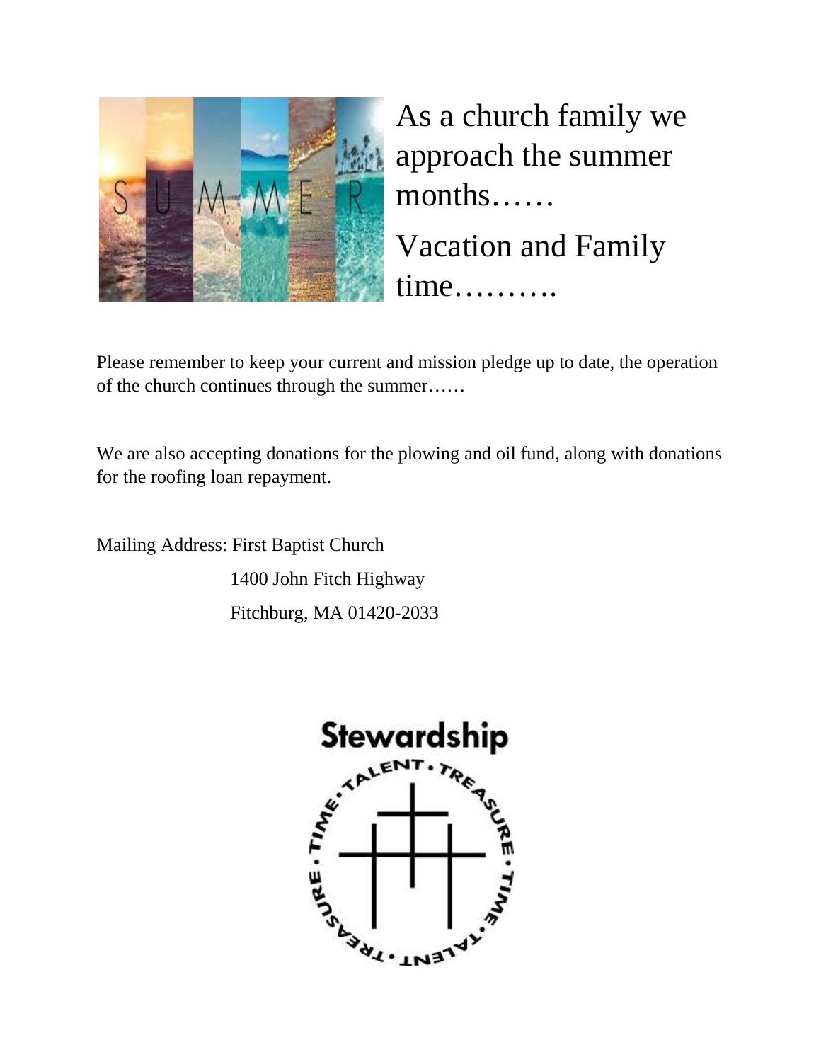As a church family we approach the summer months……

Vacation and Family time……….

Please remember to keep your current and mission pledge up to date, the operation of the church continues through the summer……

We are also accepting donations for the plowing and oil fund, along with donations for the roofing loan repayment.

Mailing Address: First Baptist Church
1400 John Fitch Highway
Fitchburg, MA 01420-2033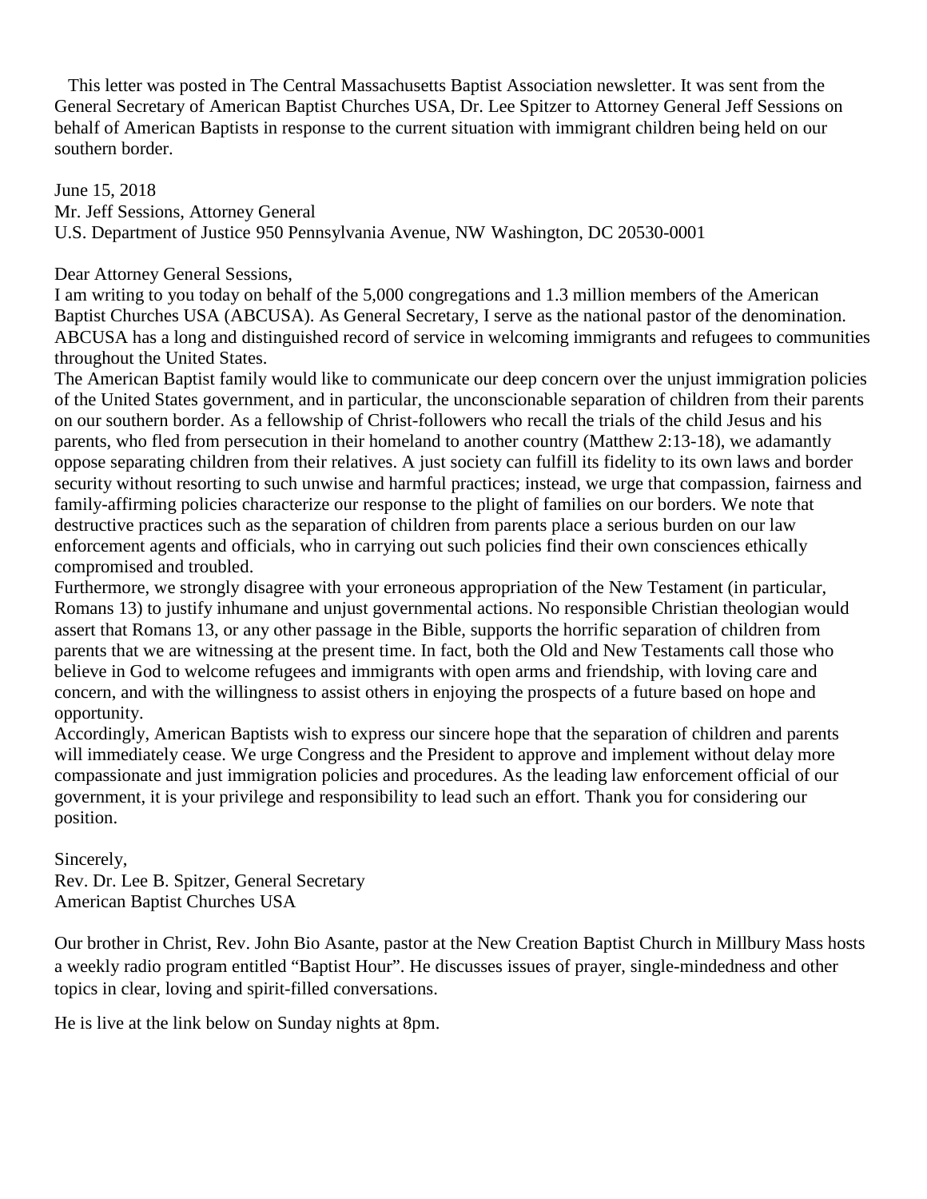This letter was posted in The Central Massachusetts Baptist Association newsletter. It was sent from the General Secretary of American Baptist Churches USA, Dr. Lee Spitzer to Attorney General Jeff Sessions on behalf of American Baptists in response to the current situation with immigrant children being held on our southern border.

June 15, 2018
Mr. Jeff Sessions, Attorney General
U.S. Department of Justice 950 Pennsylvania Avenue, NW Washington, DC 20530-0001

Dear Attorney General Sessions,

I am writing to you today on behalf of the 5,000 congregations and 1.3 million members of the American Baptist Churches USA (ABCUSA). As General Secretary, I serve as the national pastor of the denomination. ABCUSA has a long and distinguished record of service in welcoming immigrants and refugees to communities throughout the United States.

The American Baptist family would like to communicate our deep concern over the unjust immigration policies of the United States government, and in particular, the unconscionable separation of children from their parents on our southern border. As a fellowship of Christ-followers who recall the trials of the child Jesus and his parents, who fled from persecution in their homeland to another country (Matthew 2:13-18), we adamantly oppose separating children from their relatives. A just society can fulfill its fidelity to its own laws and border security without resorting to such unwise and harmful practices; instead, we urge that compassion, fairness and family-affirming policies characterize our response to the plight of families on our borders. We note that destructive practices such as the separation of children from parents place a serious burden on our law enforcement agents and officials, who in carrying out such policies find their own consciences ethically compromised and troubled.

Furthermore, we strongly disagree with your erroneous appropriation of the New Testament (in particular, Romans 13) to justify inhumane and unjust governmental actions. No responsible Christian theologian would assert that Romans 13, or any other passage in the Bible, supports the horrific separation of children from parents that we are witnessing at the present time. In fact, both the Old and New Testaments call those who believe in God to welcome refugees and immigrants with open arms and friendship, with loving care and concern, and with the willingness to assist others in enjoying the prospects of a future based on hope and opportunity.

Accordingly, American Baptists wish to express our sincere hope that the separation of children and parents will immediately cease. We urge Congress and the President to approve and implement without delay more compassionate and just immigration policies and procedures. As the leading law enforcement official of our government, it is your privilege and responsibility to lead such an effort. Thank you for considering our position.

Sincerely,
Rev. Dr. Lee B. Spitzer, General Secretary
American Baptist Churches USA

Our brother in Christ, Rev. John Bio Asante, pastor at the New Creation Baptist Church in Millbury Mass hosts a weekly radio program entitled "Baptist Hour". He discusses issues of prayer, single-mindedness and other topics in clear, loving and spirit-filled conversations.

He is live at the link below on Sunday nights at 8pm.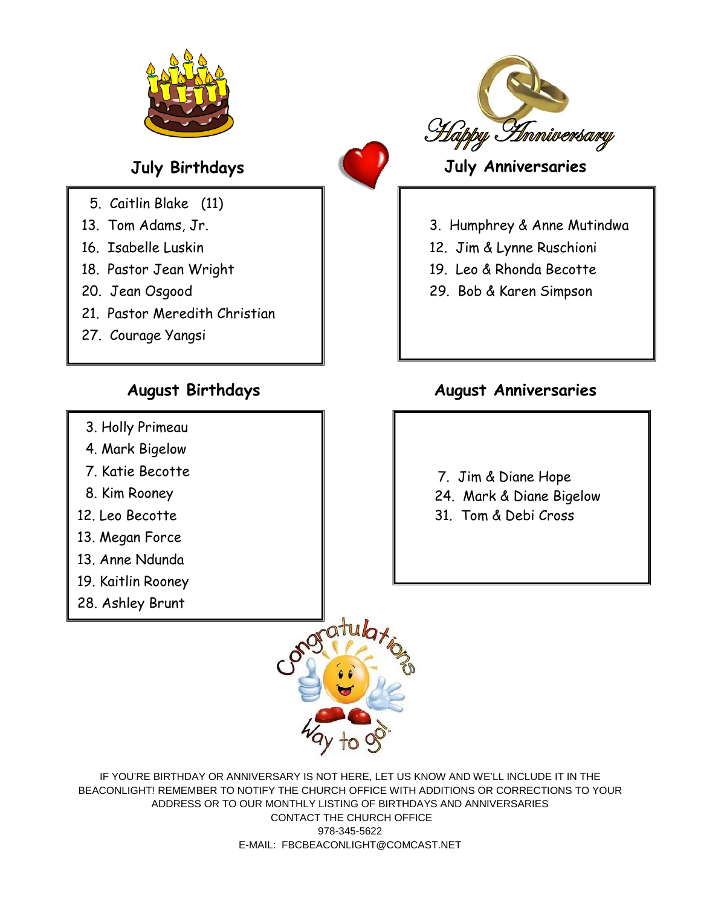## July Birthdays

5. Caitlin Blake (11)
13. Tom Adams, Jr.
16. Isabelle Luskin
18. Pastor Jean Wright
20. Jean Osgood
21. Pastor Meredith Christian
27. Courage Yangsi

## July Anniversaries

3. Humphrey & Anne Mutindwa
12. Jim & Lynne Ruschioni
19. Leo & Rhonda Becotte
29. Bob & Karen Simpson

## August Birthdays

3. Holly Primeau
4. Mark Bigelow
7. Katie Becotte
8. Kim Rooney
12. Leo Becotte
13. Megan Force
13. Anne Ndunda
19. Kaitlin Rooney
28. Ashley Brunt

## August Anniversaries

7. Jim & Diane Hope
24. Mark & Diane Bigelow
31. Tom & Debi Cross

IF YOU'RE BIRTHDAY OR ANNIVERSARY IS NOT HERE, LET US KNOW AND WE'LL INCLUDE IT IN THE BEACONLIGHT! REMEMBER TO NOTIFY THE CHURCH OFFICE WITH ADDITIONS OR CORRECTIONS TO YOUR ADDRESS OR TO OUR MONTHLY LISTING OF BIRTHDAYS AND ANNIVERSARIES

CONTACT THE CHURCH OFFICE
978-345-5622
E-MAIL: FBCBEACONLIGHT@COMCAST.NET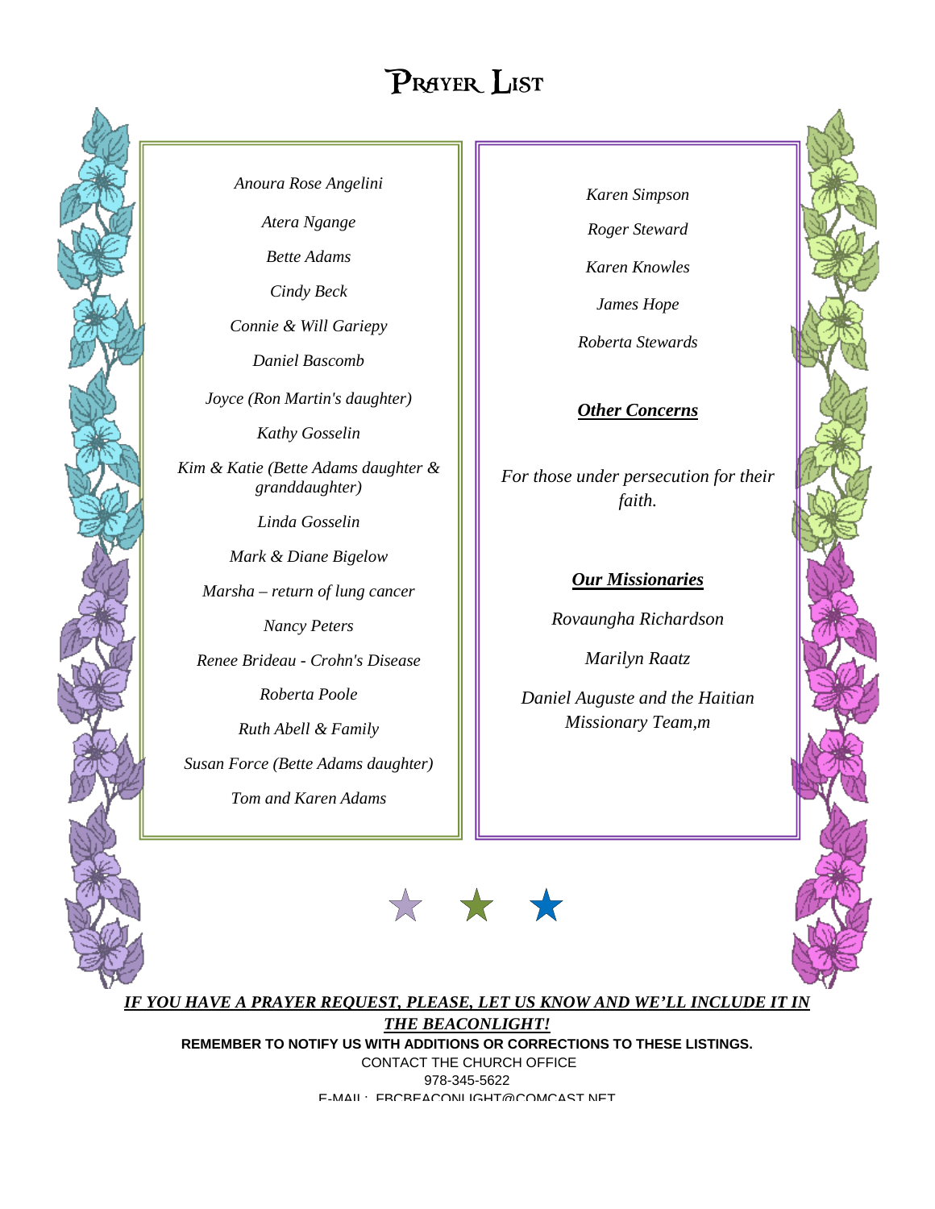# Prayer List

*Anoura Rose Angelini*

*Atera Ngange*

*Bette Adams*

*Cindy Beck*

*Connie & Will Gariepy*

*Daniel Bascomb*

*Joyce (Ron Martin's daughter)*

*Kathy Gosselin*

*Kim & Katie (Bette Adams daughter & granddaughter)*

*Linda Gosselin*

*Mark & Diane Bigelow*

*Marsha – return of lung cancer*

*Nancy Peters*

*Renee Brideau - Crohn's Disease*

*Roberta Poole*

*Ruth Abell & Family*

*Susan Force (Bette Adams daughter)*

*Tom and Karen Adams*

*Karen Simpson*

*Roger Steward*

*Karen Knowles*

*James Hope*

*Roberta Stewards*

***Other Concerns***

*For those under persecution for their faith.*

***Our Missionaries***

*Rovaungha Richardson*

*Marilyn Raatz*

*Daniel Auguste and the Haitian Missionary Team,m*

***IF YOU HAVE A PRAYER REQUEST, PLEASE, LET US KNOW AND WE'LL INCLUDE IT IN THE BEACONLIGHT!***

**REMEMBER TO NOTIFY US WITH ADDITIONS OR CORRECTIONS TO THESE LISTINGS.**

CONTACT THE CHURCH OFFICE

978-345-5622

E-MAIL: FBCBEACONLIGHT@COMCAST.NET